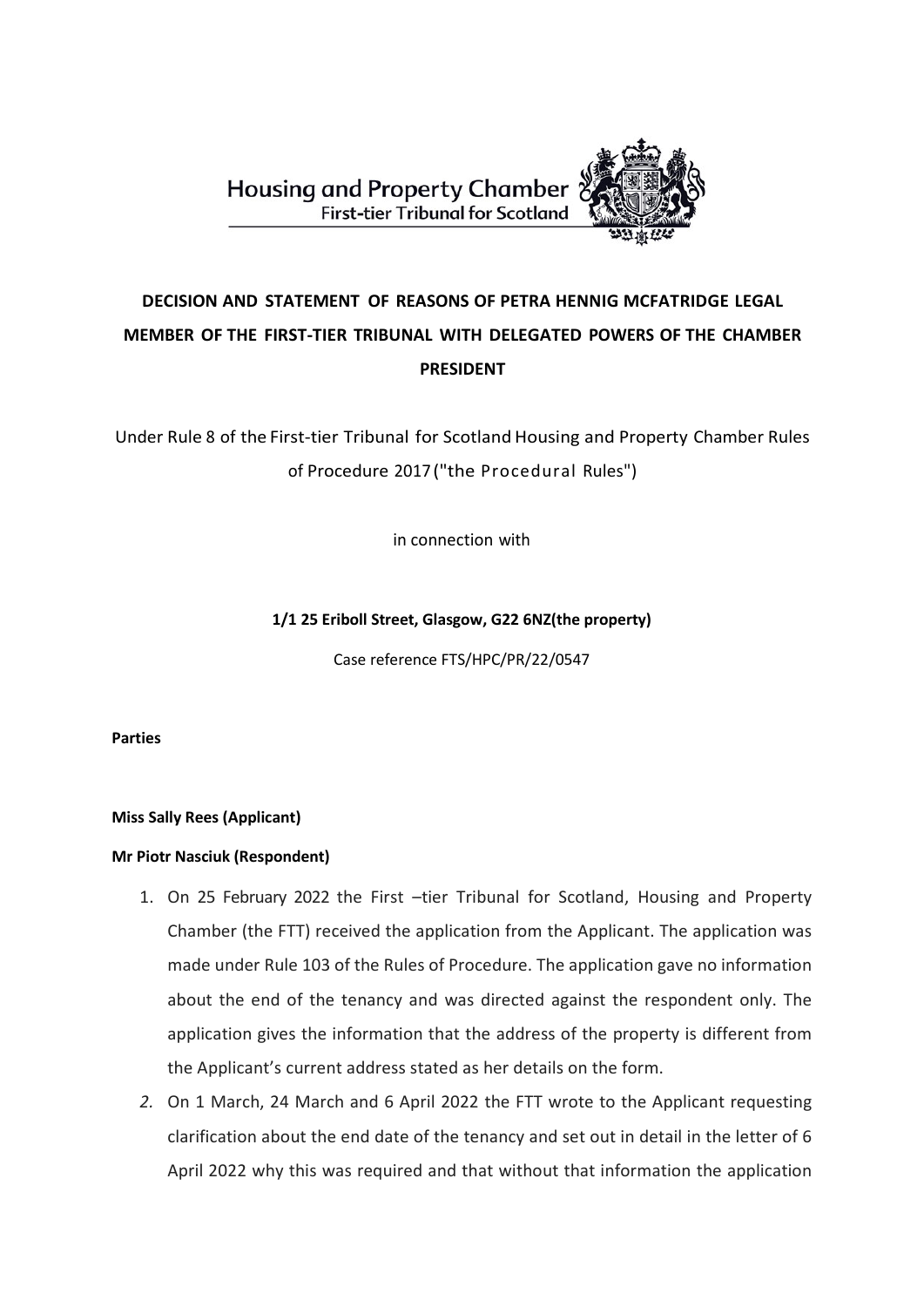Housing and Property Chamber
First-tier Tribunal for Scotland

# DECISION AND STATEMENT OF REASONS OF PETRA HENNIG MCFATRIDGE LEGAL MEMBER OF THE FIRST-TIER TRIBUNAL WITH DELEGATED POWERS OF THE CHAMBER PRESIDENT

Under Rule 8 of the First-tier Tribunal for Scotland Housing and Property Chamber Rules of Procedure 2017 ("the Procedural Rules")

in connection with

**1/1 25 Eriboll Street, Glasgow, G22 6NZ(the property)**

Case reference FTS/HPC/PR/22/0547

**Parties**

**Miss Sally Rees (Applicant)**

**Mr Piotr Nasciuk (Respondent)**

1. On 25 February 2022 the First –tier Tribunal for Scotland, Housing and Property Chamber (the FTT) received the application from the Applicant. The application was made under Rule 103 of the Rules of Procedure. The application gave no information about the end of the tenancy and was directed against the respondent only. The application gives the information that the address of the property is different from the Applicant's current address stated as her details on the form.
2. On 1 March, 24 March and 6 April 2022 the FTT wrote to the Applicant requesting clarification about the end date of the tenancy and set out in detail in the letter of 6 April 2022 why this was required and that without that information the application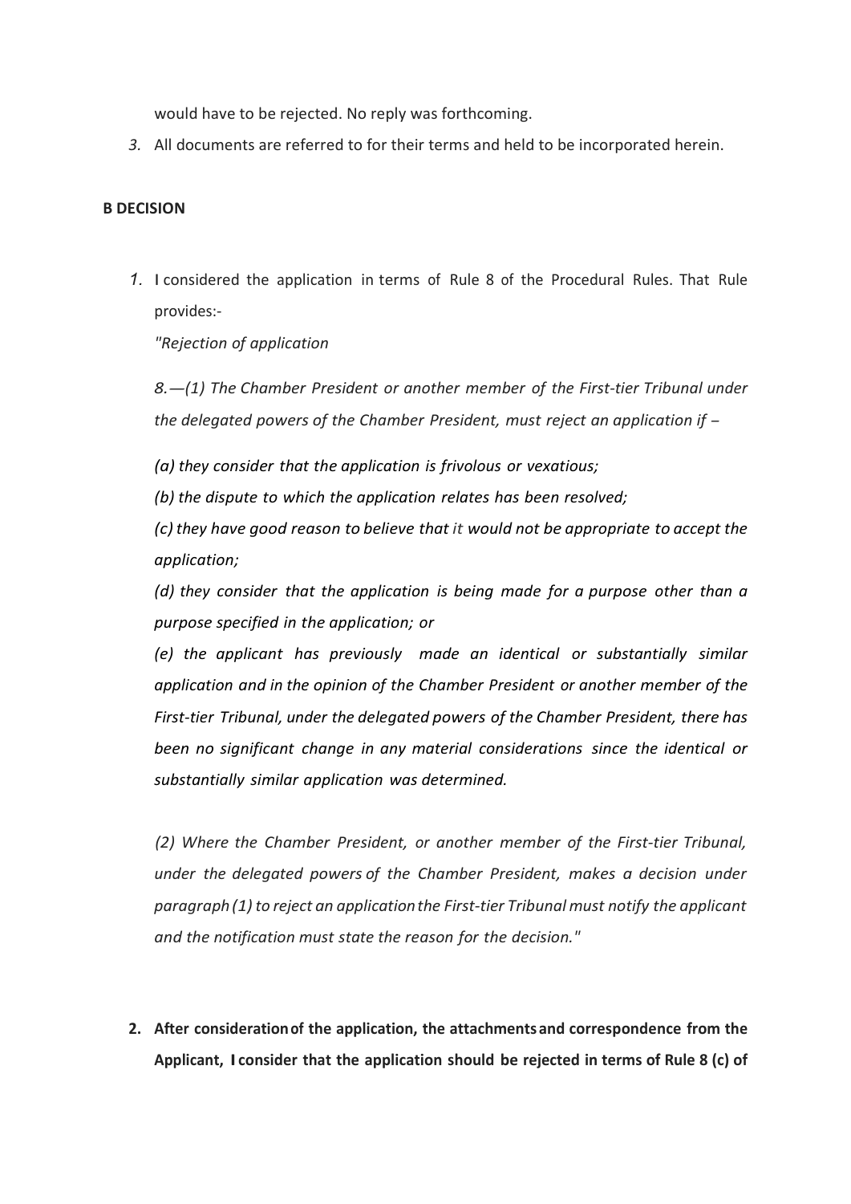would have to be rejected. No reply was forthcoming.

3. All documents are referred to for their terms and held to be incorporated herein.

**B DECISION**

1. I considered the application in terms of Rule 8 of the Procedural Rules. That Rule provides:-

   *"Rejection of application*

   *8.—(1) The Chamber President or another member of the First-tier Tribunal under the delegated powers of the Chamber President, must reject an application if –*

   *(a) they consider that the application is frivolous or vexatious;*

   *(b) the dispute to which the application relates has been resolved;*

   *(c) they have good reason to believe that it would not be appropriate to accept the application;*

   *(d) they consider that the application is being made for a purpose other than a purpose specified in the application; or*

   *(e) the applicant has previously made an identical or substantially similar application and in the opinion of the Chamber President or another member of the First-tier Tribunal, under the delegated powers of the Chamber President, there has been no significant change in any material considerations since the identical or substantially similar application was determined.*

   *(2) Where the Chamber President, or another member of the First-tier Tribunal, under the delegated powers of the Chamber President, makes a decision under paragraph (1) to reject an application the First-tier Tribunal must notify the applicant and the notification must state the reason for the decision."*

2. **After consideration of the application, the attachments and correspondence from the Applicant, I consider that the application should be rejected in terms of Rule 8 (c) of**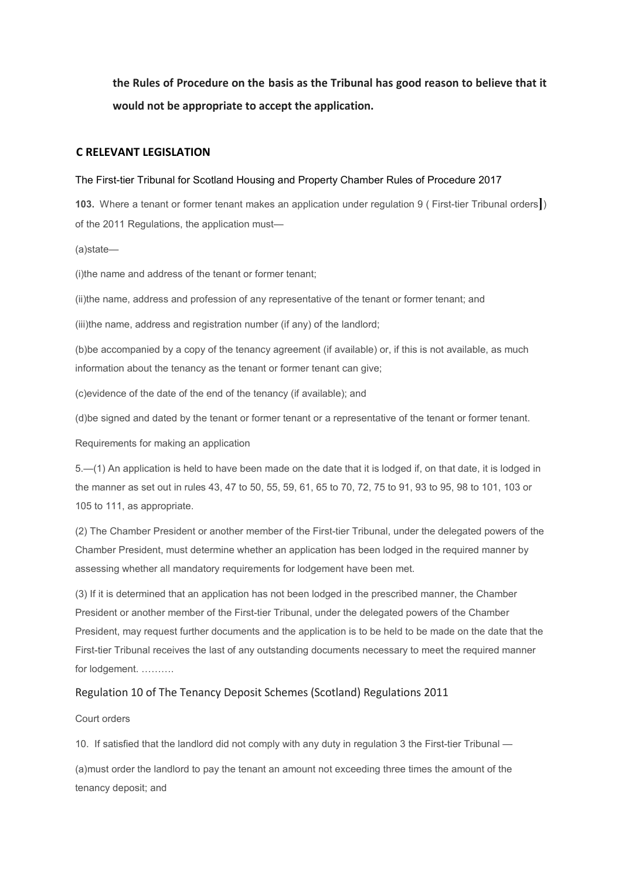**the Rules of Procedure on the basis as the Tribunal has good reason to believe that it would not be appropriate to accept the application.**

## C RELEVANT LEGISLATION

The First-tier Tribunal for Scotland Housing and Property Chamber Rules of Procedure 2017

**103.** Where a tenant or former tenant makes an application under regulation 9 ( First-tier Tribunal orders]) of the 2011 Regulations, the application must—

(a)state—

(i)the name and address of the tenant or former tenant;

(ii)the name, address and profession of any representative of the tenant or former tenant; and

(iii)the name, address and registration number (if any) of the landlord;

(b)be accompanied by a copy of the tenancy agreement (if available) or, if this is not available, as much information about the tenancy as the tenant or former tenant can give;

(c)evidence of the date of the end of the tenancy (if available); and

(d)be signed and dated by the tenant or former tenant or a representative of the tenant or former tenant.

Requirements for making an application

5.—(1) An application is held to have been made on the date that it is lodged if, on that date, it is lodged in the manner as set out in rules 43, 47 to 50, 55, 59, 61, 65 to 70, 72, 75 to 91, 93 to 95, 98 to 101, 103 or 105 to 111, as appropriate.

(2) The Chamber President or another member of the First-tier Tribunal, under the delegated powers of the Chamber President, must determine whether an application has been lodged in the required manner by assessing whether all mandatory requirements for lodgement have been met.

(3) If it is determined that an application has not been lodged in the prescribed manner, the Chamber President or another member of the First-tier Tribunal, under the delegated powers of the Chamber President, may request further documents and the application is to be held to be made on the date that the First-tier Tribunal receives the last of any outstanding documents necessary to meet the required manner for lodgement. ……….

Regulation 10 of The Tenancy Deposit Schemes (Scotland) Regulations 2011

Court orders

10. If satisfied that the landlord did not comply with any duty in regulation 3 the First-tier Tribunal —

(a)must order the landlord to pay the tenant an amount not exceeding three times the amount of the tenancy deposit; and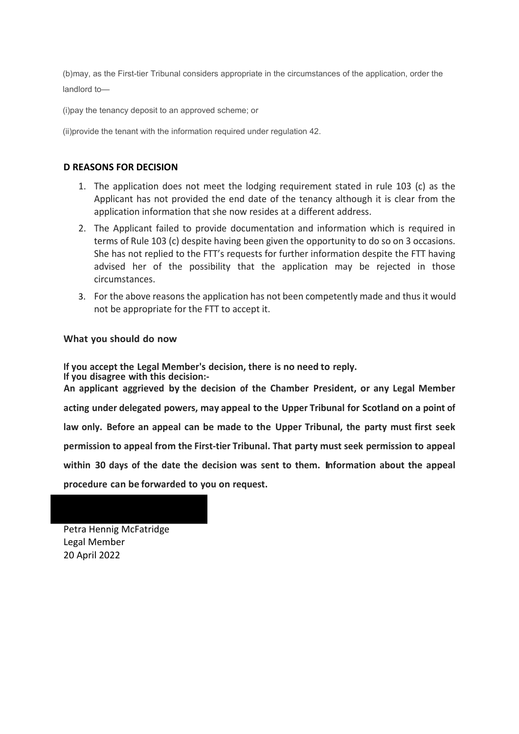(b)may, as the First-tier Tribunal considers appropriate in the circumstances of the application, order the landlord to—

(i)pay the tenancy deposit to an approved scheme; or

(ii)provide the tenant with the information required under regulation 42.

## D REASONS FOR DECISION

1. The application does not meet the lodging requirement stated in rule 103 (c) as the Applicant has not provided the end date of the tenancy although it is clear from the application information that she now resides at a different address.
2. The Applicant failed to provide documentation and information which is required in terms of Rule 103 (c) despite having been given the opportunity to do so on 3 occasions. She has not replied to the FTT's requests for further information despite the FTT having advised her of the possibility that the application may be rejected in those circumstances.
3. For the above reasons the application has not been competently made and thus it would not be appropriate for the FTT to accept it.

### What you should do now

**If you accept the Legal Member's decision, there is no need to reply.**
**If you disagree with this decision:-**
**An applicant aggrieved by the decision of the Chamber President, or any Legal Member acting under delegated powers, may appeal to the Upper Tribunal for Scotland on a point of law only. Before an appeal can be made to the Upper Tribunal, the party must first seek permission to appeal from the First-tier Tribunal. That party must seek permission to appeal within 30 days of the date the decision was sent to them. Information about the appeal procedure can be forwarded to you on request.**

Petra Hennig McFatridge
Legal Member
20 April 2022